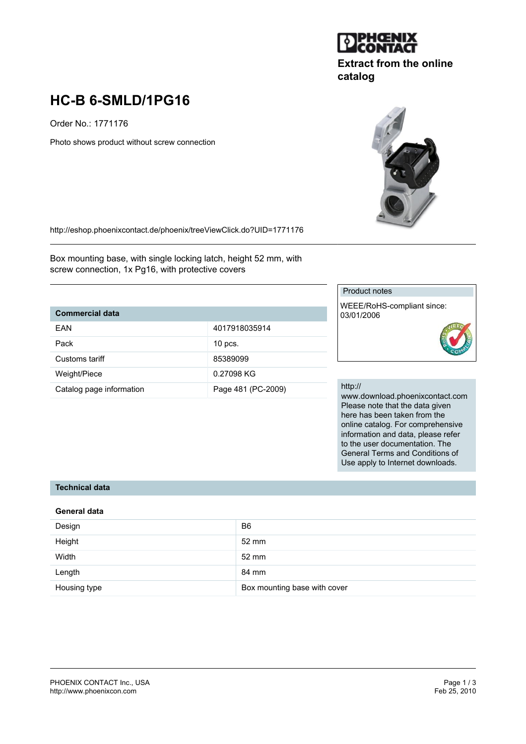Extract from the online catalog

# HC-B 6-SMLD/1PG16

Order No.: 1771176

Photo shows product without screw connection

http://eshop.phoenixcontact.de/phoenix/treeViewClick.do?UID=1771176

Box mounting base, with single locking latch, height 52 mm, with screw connection, 1x Pg16, with protective covers

| Commercial data | |
|---|---|
| EAN | 4017918035914 |
| Pack | 10 pcs. |
| Customs tariff | 85389099 |
| Weight/Piece | 0.27098 KG |
| Catalog page information | Page 481 (PC-2009) |

Product notes

WEEE/RoHS-compliant since: 03/01/2006

http://www.download.phoenixcontact.com

Please note that the data given here has been taken from the online catalog. For comprehensive information and data, please refer to the user documentation. The General Terms and Conditions of Use apply to Internet downloads.

## Technical data

### General data

| | |
|---|---|
| Design | B6 |
| Height | 52 mm |
| Width | 52 mm |
| Length | 84 mm |
| Housing type | Box mounting base with cover |

PHOENIX CONTACT Inc., USA
http://www.phoenixcon.com

Feb 25, 2010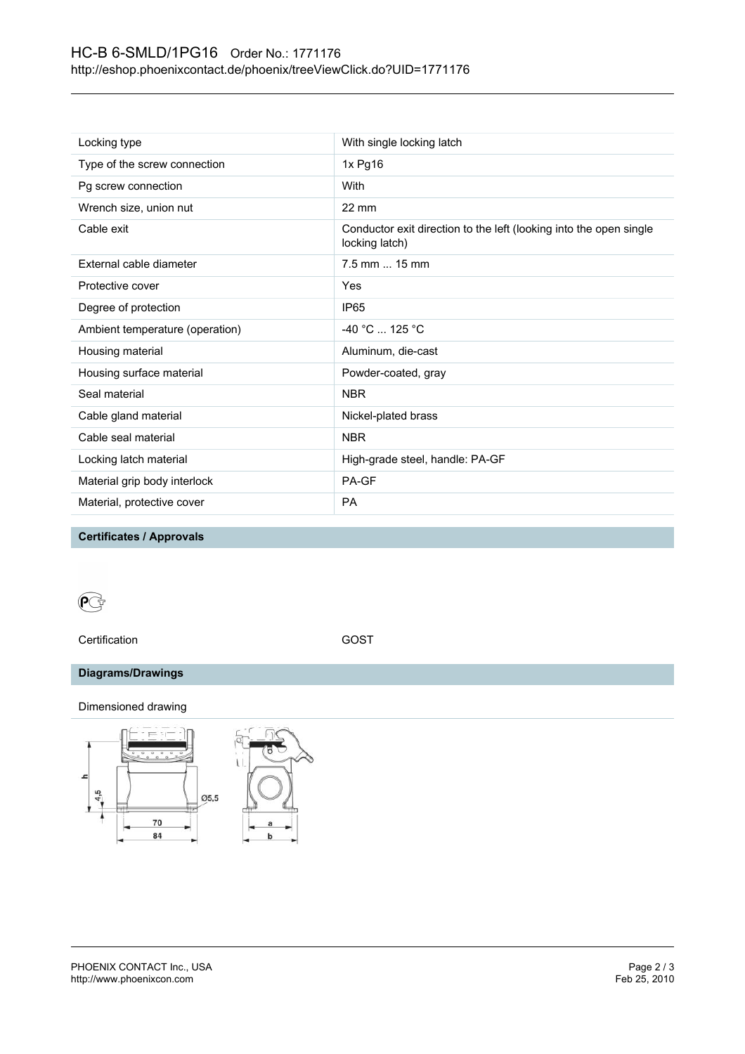| | |
|---|---|
| Locking type | With single locking latch |
| Type of the screw connection | 1x Pg16 |
| Pg screw connection | With |
| Wrench size, union nut | 22 mm |
| Cable exit | Conductor exit direction to the left (looking into the open single locking latch) |
| External cable diameter | 7.5 mm ... 15 mm |
| Protective cover | Yes |
| Degree of protection | IP65 |
| Ambient temperature (operation) | -40 °C ... 125 °C |
| Housing material | Aluminum, die-cast |
| Housing surface material | Powder-coated, gray |
| Seal material | NBR |
| Cable gland material | Nickel-plated brass |
| Cable seal material | NBR |
| Locking latch material | High-grade steel, handle: PA-GF |
| Material grip body interlock | PA-GF |
| Material, protective cover | PA |

## Certificates / Approvals

Certification GOST

## Diagrams/Drawings

Dimensioned drawing

h
4,5
Ø5,5
70
84
a
b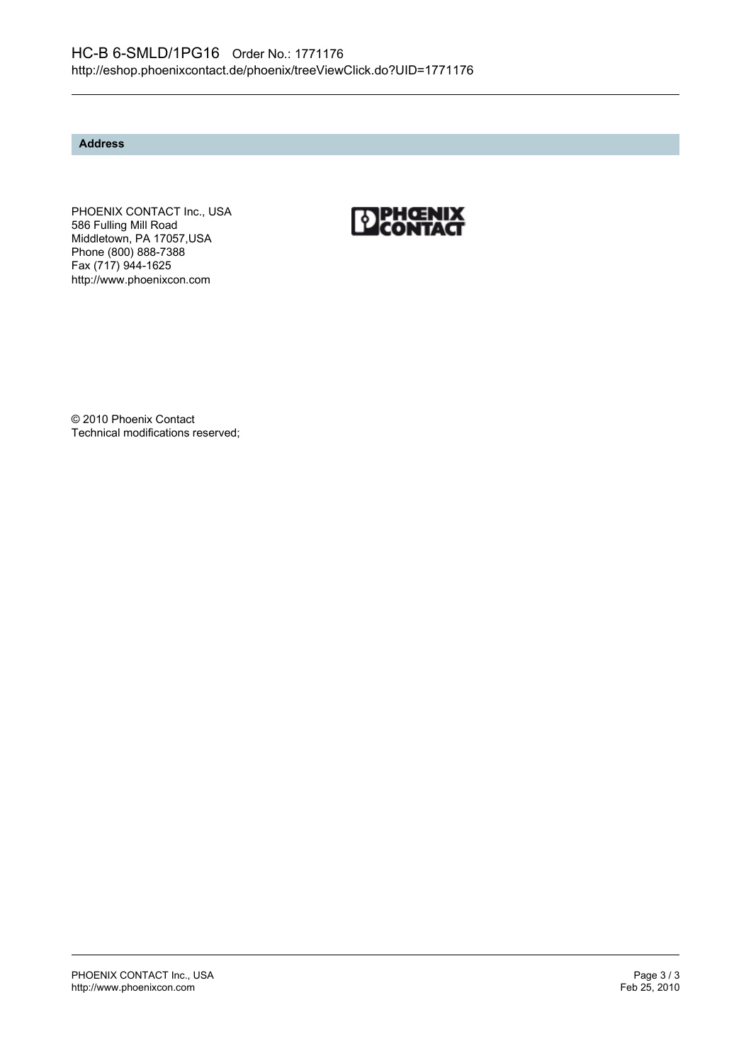## Address

PHOENIX CONTACT Inc., USA
586 Fulling Mill Road
Middletown, PA 17057,USA
Phone (800) 888-7388
Fax (717) 944-1625
http://www.phoenixcon.com

© 2010 Phoenix Contact
Technical modifications reserved;